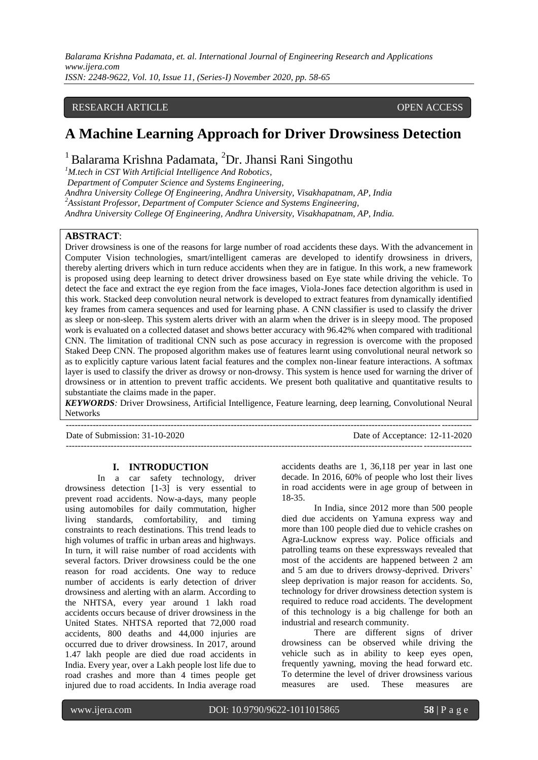RESEARCH ARTICLE OPEN ACCESS

# A Machine Learning Approach for Driver Drowsiness Detection

[1] Balarama Krishna Padamata, [2]Dr. Jhansi Rani Singothu

*[1]M.tech in CST With Artificial Intelligence And Robotics,*
*Department of Computer Science and Systems Engineering,*
*Andhra University College Of Engineering, Andhra University, Visakhapatnam, AP, India*
*[2]Assistant Professor, Department of Computer Science and Systems Engineering,*
*Andhra University College Of Engineering, Andhra University, Visakhapatnam, AP, India.*

**ABSTRACT**:
Driver drowsiness is one of the reasons for large number of road accidents these days. With the advancement in Computer Vision technologies, smart/intelligent cameras are developed to identify drowsiness in drivers, thereby alerting drivers which in turn reduce accidents when they are in fatigue. In this work, a new framework is proposed using deep learning to detect driver drowsiness based on Eye state while driving the vehicle. To detect the face and extract the eye region from the face images, Viola-Jones face detection algorithm is used in this work. Stacked deep convolution neural network is developed to extract features from dynamically identified key frames from camera sequences and used for learning phase. A CNN classifier is used to classify the driver as sleep or non-sleep. This system alerts driver with an alarm when the driver is in sleepy mood. The proposed work is evaluated on a collected dataset and shows better accuracy with 96.42% when compared with traditional CNN. The limitation of traditional CNN such as pose accuracy in regression is overcome with the proposed Staked Deep CNN. The proposed algorithm makes use of features learnt using convolutional neural network so as to explicitly capture various latent facial features and the complex non-linear feature interactions. A softmax layer is used to classify the driver as drowsy or non-drowsy. This system is hence used for warning the driver of drowsiness or in attention to prevent traffic accidents. We present both qualitative and quantitative results to substantiate the claims made in the paper.

***KEYWORDS****:* Driver Drowsiness, Artificial Intelligence, Feature learning, deep learning, Convolutional Neural Networks

---

Date of Submission: 31-10-2020 Date of Acceptance: 12-11-2020

---

## I. INTRODUCTION

In a car safety technology, driver drowsiness detection [1-3] is very essential to prevent road accidents. Now-a-days, many people using automobiles for daily commutation, higher living standards, comfortability, and timing constraints to reach destinations. This trend leads to high volumes of traffic in urban areas and highways. In turn, it will raise number of road accidents with several factors. Driver drowsiness could be the one reason for road accidents. One way to reduce number of accidents is early detection of driver drowsiness and alerting with an alarm. According to the NHTSA, every year around 1 lakh road accidents occurs because of driver drowsiness in the United States. NHTSA reported that 72,000 road accidents, 800 deaths and 44,000 injuries are occurred due to driver drowsiness. In 2017, around 1.47 lakh people are died due road accidents in India. Every year, over a Lakh people lost life due to road crashes and more than 4 times people get injured due to road accidents. In India average road accidents deaths are 1, 36,118 per year in last one decade. In 2016, 60% of people who lost their lives in road accidents were in age group of between in 18-35.

In India, since 2012 more than 500 people died due accidents on Yamuna express way and more than 100 people died due to vehicle crashes on Agra-Lucknow express way. Police officials and patrolling teams on these expressways revealed that most of the accidents are happened between 2 am and 5 am due to drivers drowsy-deprived. Drivers' sleep deprivation is major reason for accidents. So, technology for driver drowsiness detection system is required to reduce road accidents. The development of this technology is a big challenge for both an industrial and research community.

There are different signs of driver drowsiness can be observed while driving the vehicle such as in ability to keep eyes open, frequently yawning, moving the head forward etc. To determine the level of driver drowsiness various measures are used. These measures are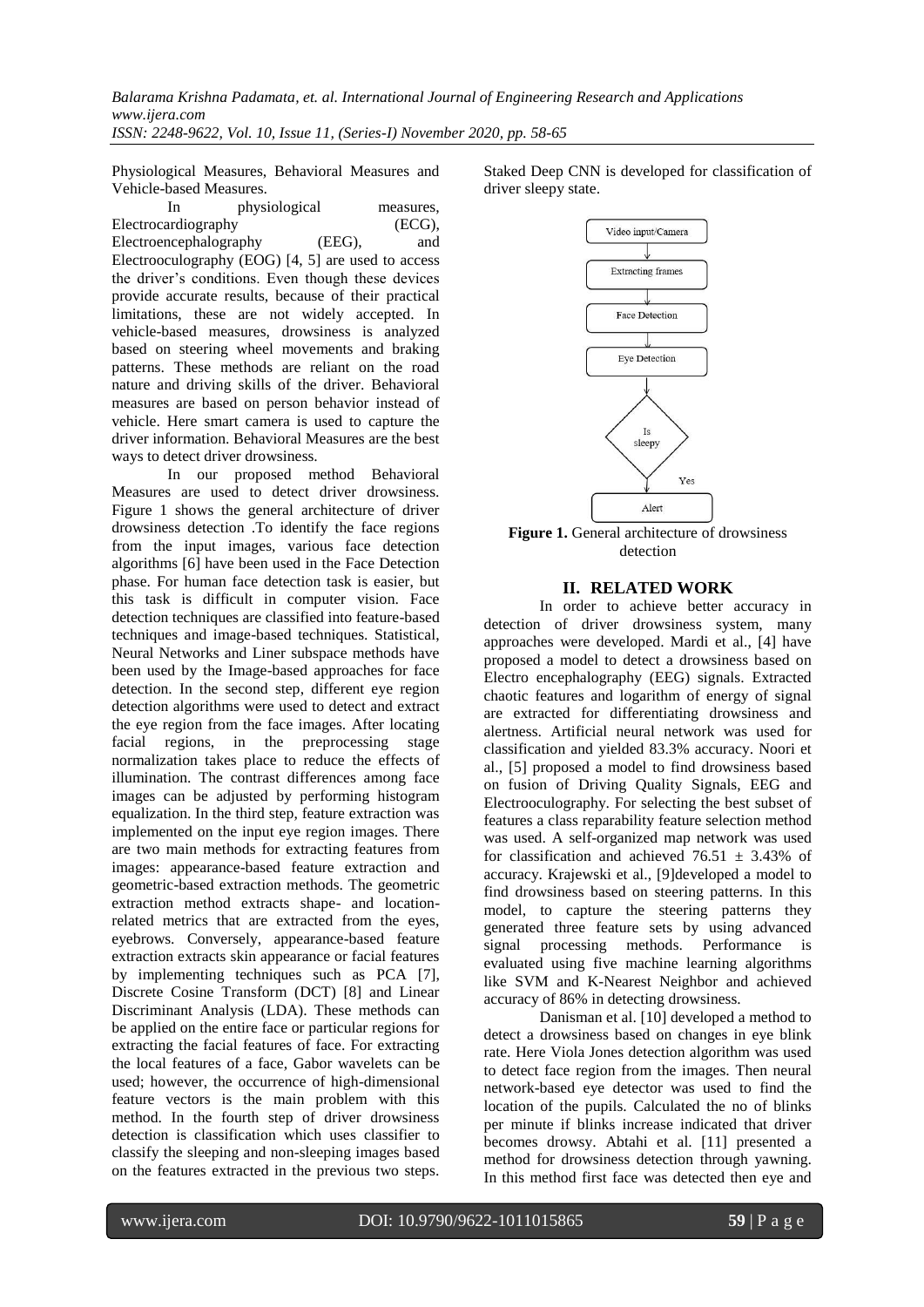Physiological Measures, Behavioral Measures and Vehicle-based Measures.

In physiological measures, Electrocardiography (ECG), Electroencephalography (EEG), and Electrooculography (EOG) [4, 5] are used to access the driver's conditions. Even though these devices provide accurate results, because of their practical limitations, these are not widely accepted. In vehicle-based measures, drowsiness is analyzed based on steering wheel movements and braking patterns. These methods are reliant on the road nature and driving skills of the driver. Behavioral measures are based on person behavior instead of vehicle. Here smart camera is used to capture the driver information. Behavioral Measures are the best ways to detect driver drowsiness.

In our proposed method Behavioral Measures are used to detect driver drowsiness. Figure 1 shows the general architecture of driver drowsiness detection .To identify the face regions from the input images, various face detection algorithms [6] have been used in the Face Detection phase. For human face detection task is easier, but this task is difficult in computer vision. Face detection techniques are classified into feature-based techniques and image-based techniques. Statistical, Neural Networks and Liner subspace methods have been used by the Image-based approaches for face detection. In the second step, different eye region detection algorithms were used to detect and extract the eye region from the face images. After locating facial regions, in the preprocessing stage normalization takes place to reduce the effects of illumination. The contrast differences among face images can be adjusted by performing histogram equalization. In the third step, feature extraction was implemented on the input eye region images. There are two main methods for extracting features from images: appearance-based feature extraction and geometric-based extraction methods. The geometric extraction method extracts shape- and location-related metrics that are extracted from the eyes, eyebrows. Conversely, appearance-based feature extraction extracts skin appearance or facial features by implementing techniques such as PCA [7], Discrete Cosine Transform (DCT) [8] and Linear Discriminant Analysis (LDA). These methods can be applied on the entire face or particular regions for extracting the facial features of face. For extracting the local features of a face, Gabor wavelets can be used; however, the occurrence of high-dimensional feature vectors is the main problem with this method. In the fourth step of driver drowsiness detection is classification which uses classifier to classify the sleeping and non-sleeping images based on the features extracted in the previous two steps. Staked Deep CNN is developed for classification of driver sleepy state.

Video input/Camera → Extracting frames → Face Detection → Eye Detection → Is sleepy → Yes → Alert

**Figure 1.** General architecture of drowsiness detection

## II. RELATED WORK

In order to achieve better accuracy in detection of driver drowsiness system, many approaches were developed. Mardi et al., [4] have proposed a model to detect a drowsiness based on Electro encephalography (EEG) signals. Extracted chaotic features and logarithm of energy of signal are extracted for differentiating drowsiness and alertness. Artificial neural network was used for classification and yielded 83.3% accuracy. Noori et al., [5] proposed a model to find drowsiness based on fusion of Driving Quality Signals, EEG and Electrooculography. For selecting the best subset of features a class reparability feature selection method was used. A self-organized map network was used for classification and achieved $76.51 \pm 3.43\%$ of accuracy. Krajewski et al., [9]developed a model to find drowsiness based on steering patterns. In this model, to capture the steering patterns they generated three feature sets by using advanced signal processing methods. Performance is evaluated using five machine learning algorithms like SVM and K-Nearest Neighbor and achieved accuracy of 86% in detecting drowsiness.

Danisman et al. [10] developed a method to detect a drowsiness based on changes in eye blink rate. Here Viola Jones detection algorithm was used to detect face region from the images. Then neural network-based eye detector was used to find the location of the pupils. Calculated the no of blinks per minute if blinks increase indicated that driver becomes drowsy. Abtahi et al. [11] presented a method for drowsiness detection through yawning. In this method first face was detected then eye and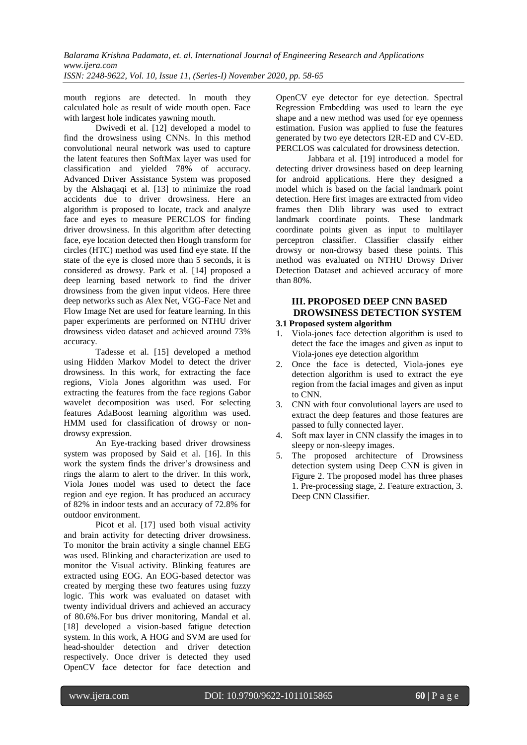mouth regions are detected. In mouth they calculated hole as result of wide mouth open. Face with largest hole indicates yawning mouth.

Dwivedi et al. [12] developed a model to find the drowsiness using CNNs. In this method convolutional neural network was used to capture the latent features then SoftMax layer was used for classification and yielded 78% of accuracy. Advanced Driver Assistance System was proposed by the Alshaqaqi et al. [13] to minimize the road accidents due to driver drowsiness. Here an algorithm is proposed to locate, track and analyze face and eyes to measure PERCLOS for finding driver drowsiness. In this algorithm after detecting face, eye location detected then Hough transform for circles (HTC) method was used find eye state. If the state of the eye is closed more than 5 seconds, it is considered as drowsy. Park et al. [14] proposed a deep learning based network to find the driver drowsiness from the given input videos. Here three deep networks such as Alex Net, VGG-Face Net and Flow Image Net are used for feature learning. In this paper experiments are performed on NTHU driver drowsiness video dataset and achieved around 73% accuracy.

Tadesse et al. [15] developed a method using Hidden Markov Model to detect the driver drowsiness. In this work, for extracting the face regions, Viola Jones algorithm was used. For extracting the features from the face regions Gabor wavelet decomposition was used. For selecting features AdaBoost learning algorithm was used. HMM used for classification of drowsy or non-drowsy expression.

An Eye-tracking based driver drowsiness system was proposed by Said et al. [16]. In this work the system finds the driver's drowsiness and rings the alarm to alert to the driver. In this work, Viola Jones model was used to detect the face region and eye region. It has produced an accuracy of 82% in indoor tests and an accuracy of 72.8% for outdoor environment.

Picot et al. [17] used both visual activity and brain activity for detecting driver drowsiness. To monitor the brain activity a single channel EEG was used. Blinking and characterization are used to monitor the Visual activity. Blinking features are extracted using EOG. An EOG-based detector was created by merging these two features using fuzzy logic. This work was evaluated on dataset with twenty individual drivers and achieved an accuracy of 80.6%.For bus driver monitoring, Mandal et al. [18] developed a vision-based fatigue detection system. In this work, A HOG and SVM are used for head-shoulder detection and driver detection respectively. Once driver is detected they used OpenCV face detector for face detection and OpenCV eye detector for eye detection. Spectral Regression Embedding was used to learn the eye shape and a new method was used for eye openness estimation. Fusion was applied to fuse the features generated by two eye detectors I2R-ED and CV-ED. PERCLOS was calculated for drowsiness detection.

Jabbara et al. [19] introduced a model for detecting driver drowsiness based on deep learning for android applications. Here they designed a model which is based on the facial landmark point detection. Here first images are extracted from video frames then Dlib library was used to extract landmark coordinate points. These landmark coordinate points given as input to multilayer perceptron classifier. Classifier classify either drowsy or non-drowsy based these points. This method was evaluated on NTHU Drowsy Driver Detection Dataset and achieved accuracy of more than 80%.

## III. PROPOSED DEEP CNN BASED DROWSINESS DETECTION SYSTEM

### 3.1 Proposed system algorithm

1. Viola-jones face detection algorithm is used to detect the face the images and given as input to Viola-jones eye detection algorithm
2. Once the face is detected, Viola-jones eye detection algorithm is used to extract the eye region from the facial images and given as input to CNN.
3. CNN with four convolutional layers are used to extract the deep features and those features are passed to fully connected layer.
4. Soft max layer in CNN classify the images in to sleepy or non-sleepy images.
5. The proposed architecture of Drowsiness detection system using Deep CNN is given in Figure 2. The proposed model has three phases 1. Pre-processing stage, 2. Feature extraction, 3. Deep CNN Classifier.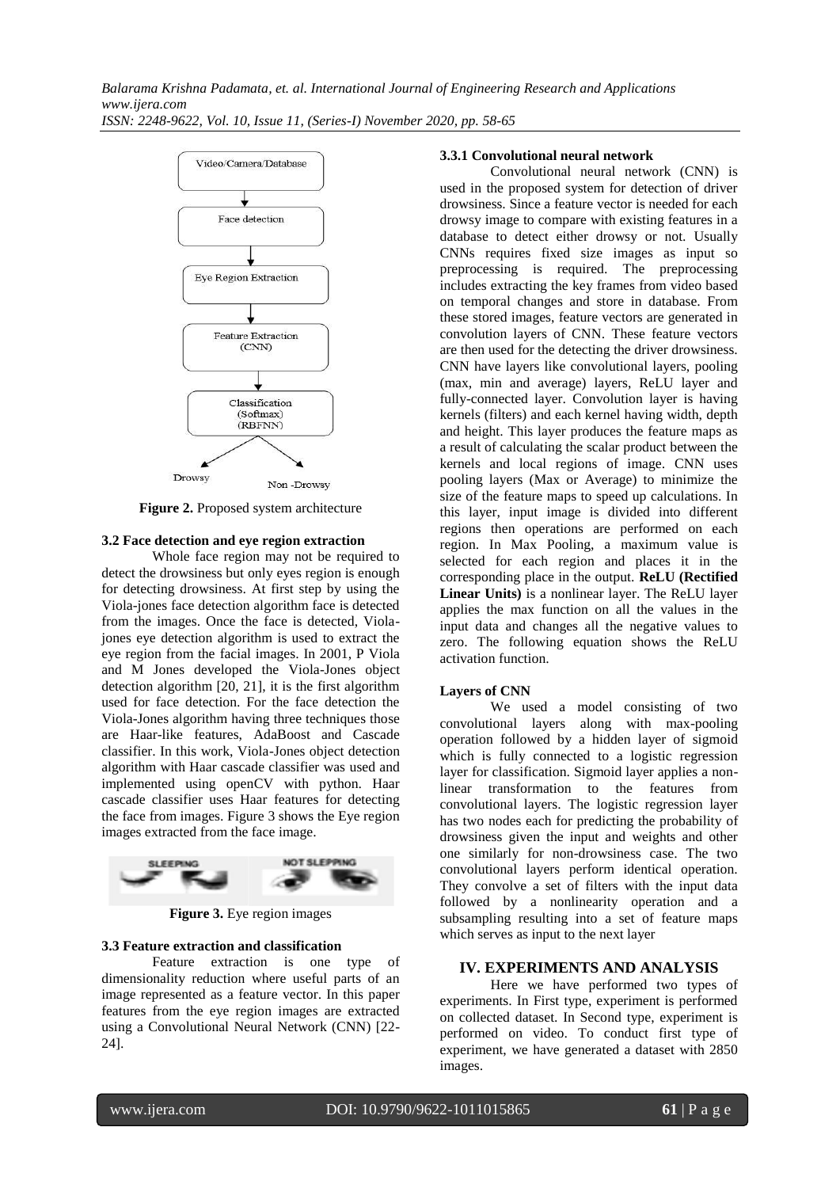Figure 2. Proposed system architecture

### 3.2 Face detection and eye region extraction

Whole face region may not be required to detect the drowsiness but only eyes region is enough for detecting drowsiness. At first step by using the Viola-jones face detection algorithm face is detected from the images. Once the face is detected, Viola-jones eye detection algorithm is used to extract the eye region from the facial images. In 2001, P Viola and M Jones developed the Viola-Jones object detection algorithm [20, 21], it is the first algorithm used for face detection. For the face detection the Viola-Jones algorithm having three techniques those are Haar-like features, AdaBoost and Cascade classifier. In this work, Viola-Jones object detection algorithm with Haar cascade classifier was used and implemented using openCV with python. Haar cascade classifier uses Haar features for detecting the face from images. Figure 3 shows the Eye region images extracted from the face image.

Figure 3. Eye region images

### 3.3 Feature extraction and classification

Feature extraction is one type of dimensionality reduction where useful parts of an image represented as a feature vector. In this paper features from the eye region images are extracted using a Convolutional Neural Network (CNN) [22-24].

#### 3.3.1 Convolutional neural network

Convolutional neural network (CNN) is used in the proposed system for detection of driver drowsiness. Since a feature vector is needed for each drowsy image to compare with existing features in a database to detect either drowsy or not. Usually CNNs requires fixed size images as input so preprocessing is required. The preprocessing includes extracting the key frames from video based on temporal changes and store in database. From these stored images, feature vectors are generated in convolution layers of CNN. These feature vectors are then used for the detecting the driver drowsiness. CNN have layers like convolutional layers, pooling (max, min and average) layers, ReLU layer and fully-connected layer. Convolution layer is having kernels (filters) and each kernel having width, depth and height. This layer produces the feature maps as a result of calculating the scalar product between the kernels and local regions of image. CNN uses pooling layers (Max or Average) to minimize the size of the feature maps to speed up calculations. In this layer, input image is divided into different regions then operations are performed on each region. In Max Pooling, a maximum value is selected for each region and places it in the corresponding place in the output. **ReLU (Rectified Linear Units)** is a nonlinear layer. The ReLU layer applies the max function on all the values in the input data and changes all the negative values to zero. The following equation shows the ReLU activation function.

**Layers of CNN**

We used a model consisting of two convolutional layers along with max-pooling operation followed by a hidden layer of sigmoid which is fully connected to a logistic regression layer for classification. Sigmoid layer applies a non-linear transformation to the features from convolutional layers. The logistic regression layer has two nodes each for predicting the probability of drowsiness given the input and weights and other one similarly for non-drowsiness case. The two convolutional layers perform identical operation. They convolve a set of filters with the input data followed by a nonlinearity operation and a subsampling resulting into a set of feature maps which serves as input to the next layer

## IV. EXPERIMENTS AND ANALYSIS

Here we have performed two types of experiments. In First type, experiment is performed on collected dataset. In Second type, experiment is performed on video. To conduct first type of experiment, we have generated a dataset with 2850 images.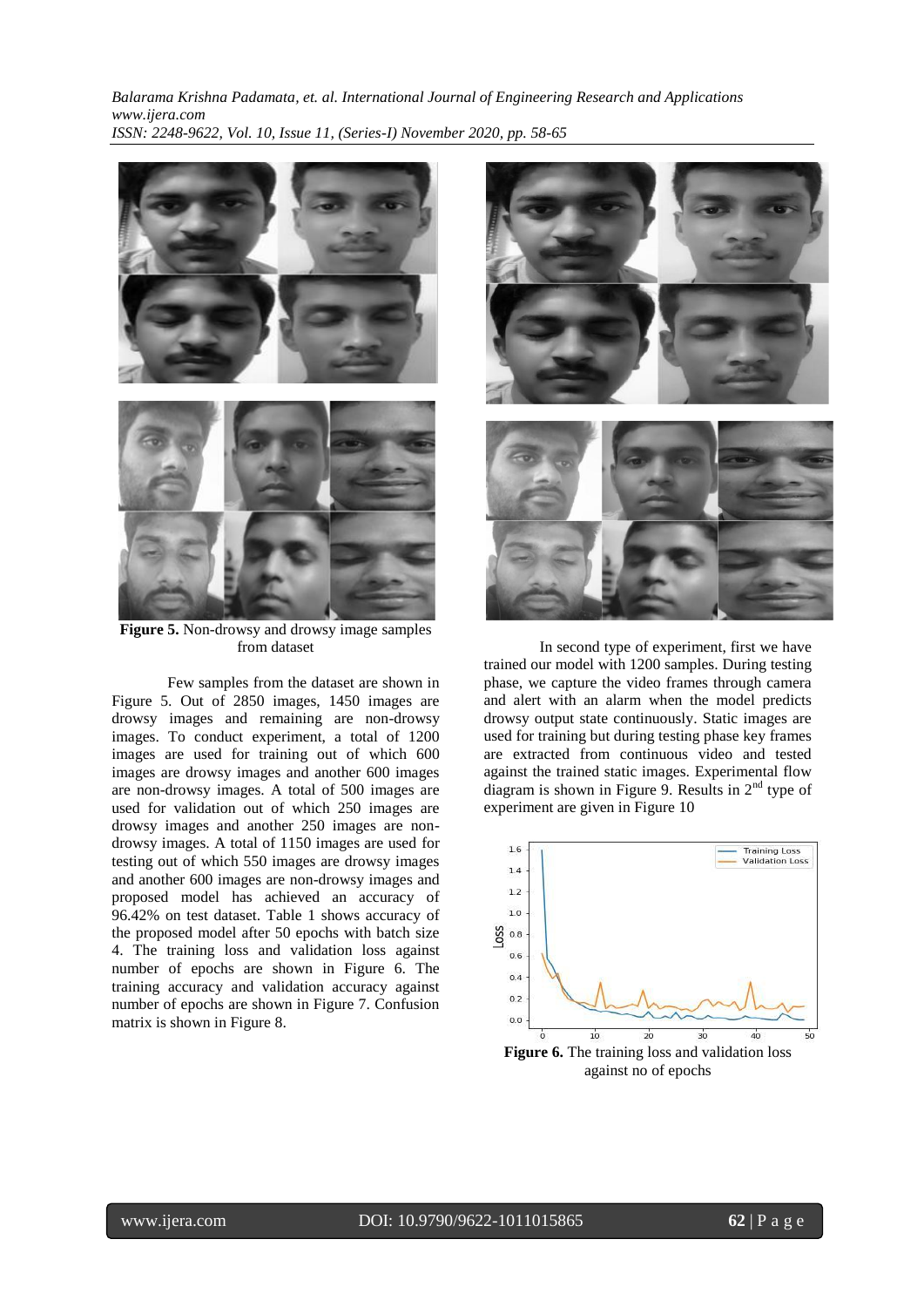**Figure 5.** Non-drowsy and drowsy image samples from dataset

Few samples from the dataset are shown in Figure 5. Out of 2850 images, 1450 images are drowsy images and remaining are non-drowsy images. To conduct experiment, a total of 1200 images are used for training out of which 600 images are drowsy images and another 600 images are non-drowsy images. A total of 500 images are used for validation out of which 250 images are drowsy images and another 250 images are non-drowsy images. A total of 1150 images are used for testing out of which 550 images are drowsy images and another 600 images are non-drowsy images and proposed model has achieved an accuracy of 96.42% on test dataset. Table 1 shows accuracy of the proposed model after 50 epochs with batch size 4. The training loss and validation loss against number of epochs are shown in Figure 6. The training accuracy and validation accuracy against number of epochs are shown in Figure 7. Confusion matrix is shown in Figure 8.

In second type of experiment, first we have trained our model with 1200 samples. During testing phase, we capture the video frames through camera and alert with an alarm when the model predicts drowsy output state continuously. Static images are used for training but during testing phase key frames are extracted from continuous video and tested against the trained static images. Experimental flow diagram is shown in Figure 9. Results in 2nd type of experiment are given in Figure 10

**Figure 6.** The training loss and validation loss against no of epochs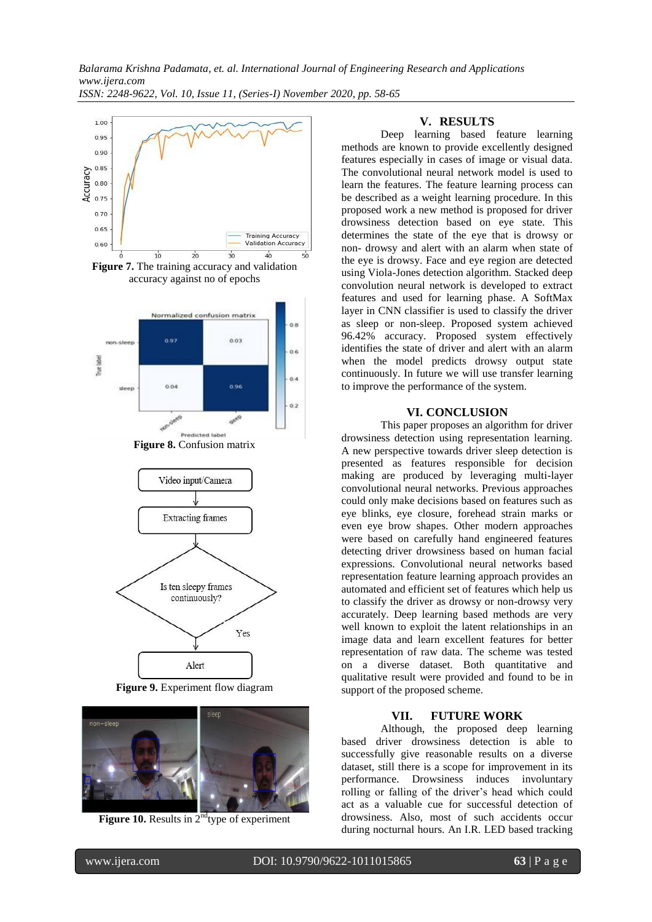Figure 7. The training accuracy and validation accuracy against no of epochs

Figure 8. Confusion matrix

Figure 9. Experiment flow diagram

Figure 10. Results in 2nd type of experiment

## V. RESULTS

Deep learning based feature learning methods are known to provide excellently designed features especially in cases of image or visual data. The convolutional neural network model is used to learn the features. The feature learning process can be described as a weight learning procedure. In this proposed work a new method is proposed for driver drowsiness detection based on eye state. This determines the state of the eye that is drowsy or non- drowsy and alert with an alarm when state of the eye is drowsy. Face and eye region are detected using Viola-Jones detection algorithm. Stacked deep convolution neural network is developed to extract features and used for learning phase. A SoftMax layer in CNN classifier is used to classify the driver as sleep or non-sleep. Proposed system achieved 96.42% accuracy. Proposed system effectively identifies the state of driver and alert with an alarm when the model predicts drowsy output state continuously. In future we will use transfer learning to improve the performance of the system.

## VI. CONCLUSION

This paper proposes an algorithm for driver drowsiness detection using representation learning. A new perspective towards driver sleep detection is presented as features responsible for decision making are produced by leveraging multi-layer convolutional neural networks. Previous approaches could only make decisions based on features such as eye blinks, eye closure, forehead strain marks or even eye brow shapes. Other modern approaches were based on carefully hand engineered features detecting driver drowsiness based on human facial expressions. Convolutional neural networks based representation feature learning approach provides an automated and efficient set of features which help us to classify the driver as drowsy or non-drowsy very accurately. Deep learning based methods are very well known to exploit the latent relationships in an image data and learn excellent features for better representation of raw data. The scheme was tested on a diverse dataset. Both quantitative and qualitative result were provided and found to be in support of the proposed scheme.

## VII. FUTURE WORK

Although, the proposed deep learning based driver drowsiness detection is able to successfully give reasonable results on a diverse dataset, still there is a scope for improvement in its performance. Drowsiness induces involuntary rolling or falling of the driver's head which could act as a valuable cue for successful detection of drowsiness. Also, most of such accidents occur during nocturnal hours. An I.R. LED based tracking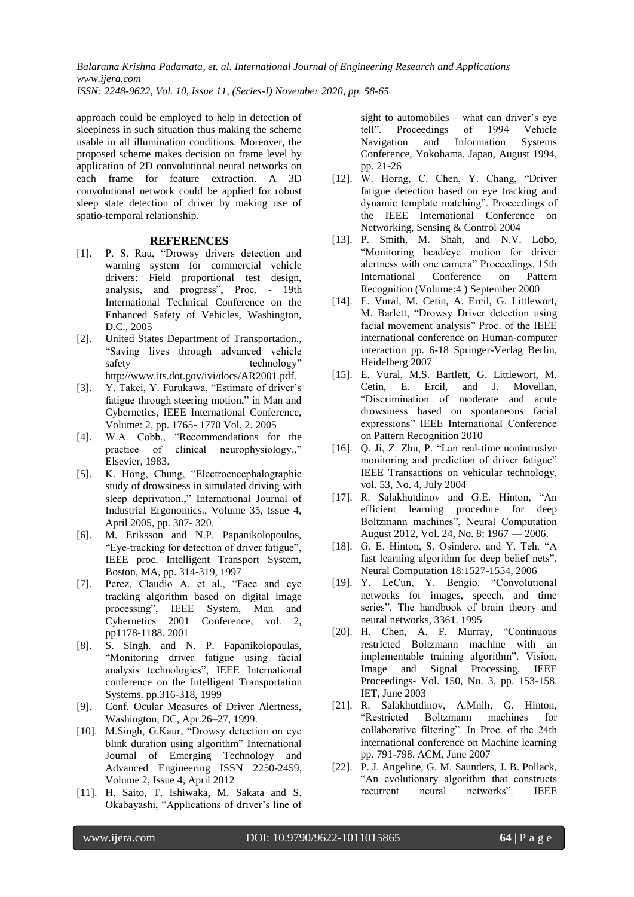approach could be employed to help in detection of sleepiness in such situation thus making the scheme usable in all illumination conditions. Moreover, the proposed scheme makes decision on frame level by application of 2D convolutional neural networks on each frame for feature extraction. A 3D convolutional network could be applied for robust sleep state detection of driver by making use of spatio-temporal relationship.

## REFERENCES

[1]. P. S. Rau, "Drowsy drivers detection and warning system for commercial vehicle drivers: Field proportional test design, analysis, and progress", Proc. - 19th International Technical Conference on the Enhanced Safety of Vehicles, Washington, D.C., 2005

[2]. United States Department of Transportation., "Saving lives through advanced vehicle safety technology" http://www.its.dot.gov/ivi/docs/AR2001.pdf.

[3]. Y. Takei, Y. Furukawa, "Estimate of driver's fatigue through steering motion," in Man and Cybernetics, IEEE International Conference, Volume: 2, pp. 1765- 1770 Vol. 2. 2005

[4]. W.A. Cobb., "Recommendations for the practice of clinical neurophysiology.," Elsevier, 1983.

[5]. K. Hong, Chung, "Electroencephalographic study of drowsiness in simulated driving with sleep deprivation.," International Journal of Industrial Ergonomics., Volume 35, Issue 4, April 2005, pp. 307- 320.

[6]. M. Eriksson and N.P. Papanikolopoulos, "Eye-tracking for detection of driver fatigue", IEEE proc. Intelligent Transport System, Boston, MA, pp. 314-319, 1997

[7]. Perez, Claudio A. et al., "Face and eye tracking algorithm based on digital image processing", IEEE System, Man and Cybernetics 2001 Conference, vol. 2, pp1178-1188. 2001

[8]. S. Singh. and N. P. Fapanikolopaulas, "Monitoring driver fatigue using facial analysis technologies", IEEE International conference on the Intelligent Transportation Systems. pp.316-318, 1999

[9]. Conf. Ocular Measures of Driver Alertness, Washington, DC, Apr.26–27, 1999.

[10]. M.Singh, G.Kaur, "Drowsy detection on eye blink duration using algorithm" International Journal of Emerging Technology and Advanced Engineering ISSN 2250-2459, Volume 2, Issue 4, April 2012

[11]. H. Saito, T. Ishiwaka, M. Sakata and S. Okabayashi, "Applications of driver's line of sight to automobiles – what can driver's eye tell". Proceedings of 1994 Vehicle Navigation and Information Systems Conference, Yokohama, Japan, August 1994, pp. 21-26

[12]. W. Horng, C. Chen, Y. Chang, "Driver fatigue detection based on eye tracking and dynamic template matching". Proceedings of the IEEE International Conference on Networking, Sensing & Control 2004

[13]. P. Smith, M. Shah, and N.V. Lobo, "Monitoring head/eye motion for driver alertness with one camera" Proceedings. 15th International Conference on Pattern Recognition (Volume:4 ) September 2000

[14]. E. Vural, M. Cetin, A. Ercil, G. Littlewort, M. Barlett, "Drowsy Driver detection using facial movement analysis" Proc. of the IEEE international conference on Human-computer interaction pp. 6-18 Springer-Verlag Berlin, Heidelberg 2007

[15]. E. Vural, M.S. Bartlett, G. Littlewort, M. Cetin, E. Ercil, and J. Movellan, "Discrimination of moderate and acute drowsiness based on spontaneous facial expressions" IEEE International Conference on Pattern Recognition 2010

[16]. Q. Ji, Z. Zhu, P. "Lan real-time nonintrusive monitoring and prediction of driver fatigue" IEEE Transactions on vehicular technology, vol. 53, No. 4, July 2004

[17]. R. Salakhutdinov and G.E. Hinton, "An efficient learning procedure for deep Boltzmann machines", Neural Computation August 2012, Vol. 24, No. 8: 1967 — 2006.

[18]. G. E. Hinton, S. Osindero, and Y. Teh. "A fast learning algorithm for deep belief nets", Neural Computation 18:1527-1554, 2006

[19]. Y. LeCun, Y. Bengio. "Convolutional networks for images, speech, and time series". The handbook of brain theory and neural networks, 3361. 1995

[20]. H. Chen, A. F. Murray, "Continuous restricted Boltzmann machine with an implementable training algorithm". Vision, Image and Signal Processing, IEEE Proceedings- Vol. 150, No. 3, pp. 153-158. IET, June 2003

[21]. R. Salakhutdinov, A.Mnih, G. Hinton, "Restricted Boltzmann machines for collaborative filtering". In Proc. of the 24th international conference on Machine learning pp. 791-798. ACM, June 2007

[22]. P. J. Angeline, G. M. Saunders, J. B. Pollack, "An evolutionary algorithm that constructs recurrent neural networks". IEEE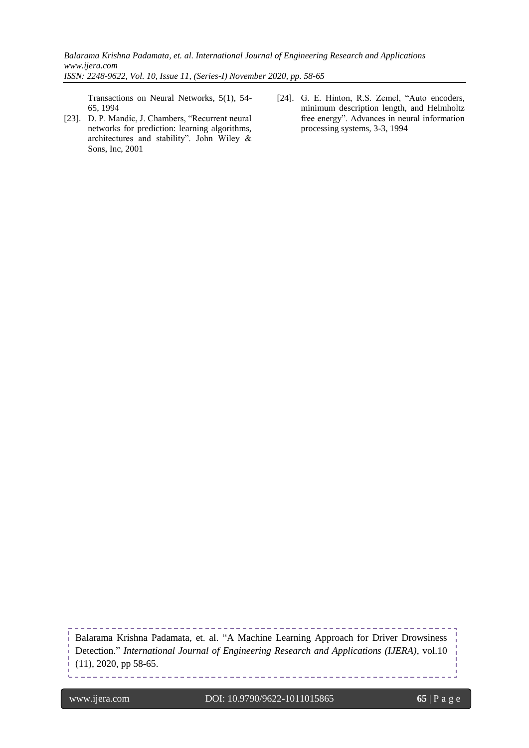Transactions on Neural Networks, 5(1), 54-65, 1994

[23]. D. P. Mandic, J. Chambers, "Recurrent neural networks for prediction: learning algorithms, architectures and stability". John Wiley & Sons, Inc, 2001

[24]. G. E. Hinton, R.S. Zemel, "Auto encoders, minimum description length, and Helmholtz free energy". Advances in neural information processing systems, 3-3, 1994

Balarama Krishna Padamata, et. al. "A Machine Learning Approach for Driver Drowsiness Detection." *International Journal of Engineering Research and Applications (IJERA)*, vol.10 (11), 2020, pp 58-65.